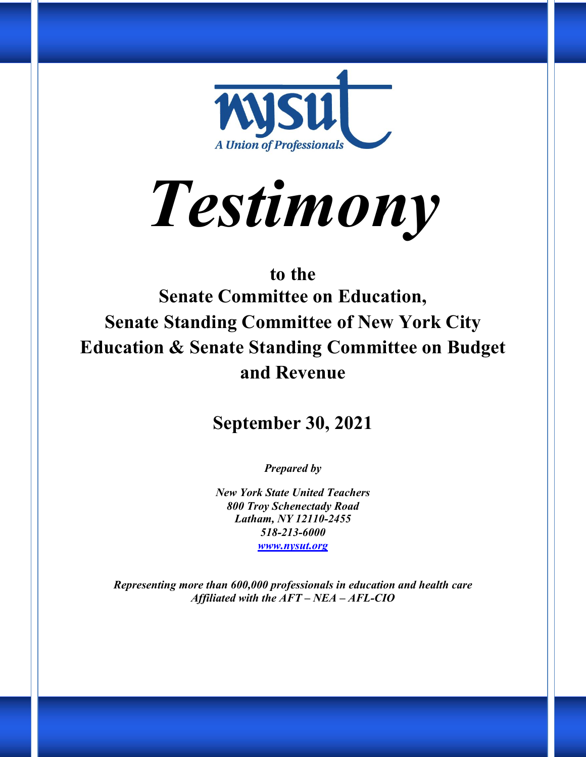nysut

*A Union of Professionals*

# *Testimony*

## to the Senate Committee on Education, Senate Standing Committee of New York City Education & Senate Standing Committee on Budget and Revenue

## September 30, 2021

***Prepared by***

***New York State United Teachers***
***800 Troy Schenectady Road***
***Latham, NY 12110-2455***
***518-213-6000***
***www.nysut.org***

***Representing more than 600,000 professionals in education and health care***
***Affiliated with the AFT – NEA – AFL-CIO***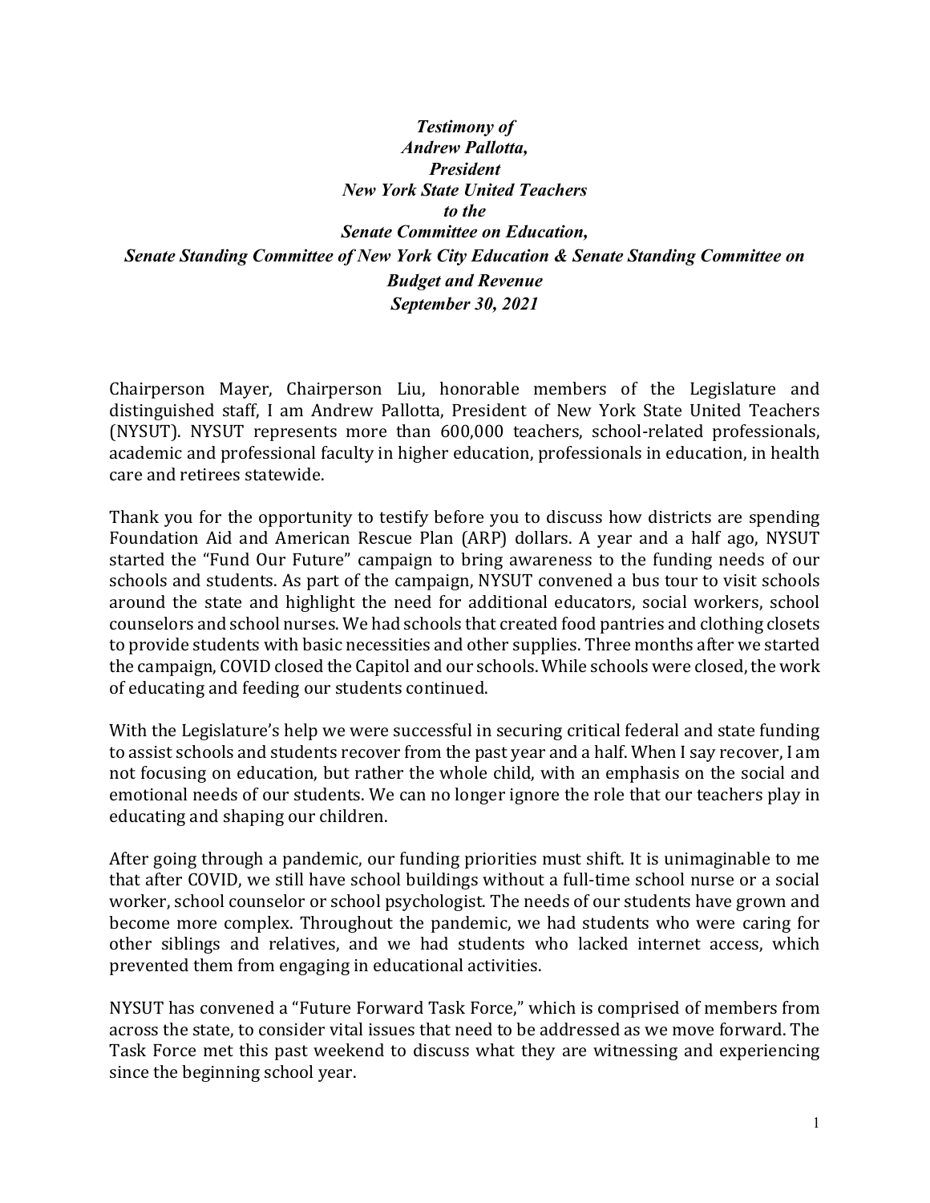***Testimony of***
***Andrew Pallotta,***
***President***
***New York State United Teachers***
***to the***
***Senate Committee on Education,***
***Senate Standing Committee of New York City Education & Senate Standing Committee on Budget and Revenue***
***September 30, 2021***

Chairperson Mayer, Chairperson Liu, honorable members of the Legislature and distinguished staff, I am Andrew Pallotta, President of New York State United Teachers (NYSUT). NYSUT represents more than 600,000 teachers, school-related professionals, academic and professional faculty in higher education, professionals in education, in health care and retirees statewide.

Thank you for the opportunity to testify before you to discuss how districts are spending Foundation Aid and American Rescue Plan (ARP) dollars. A year and a half ago, NYSUT started the "Fund Our Future" campaign to bring awareness to the funding needs of our schools and students. As part of the campaign, NYSUT convened a bus tour to visit schools around the state and highlight the need for additional educators, social workers, school counselors and school nurses. We had schools that created food pantries and clothing closets to provide students with basic necessities and other supplies. Three months after we started the campaign, COVID closed the Capitol and our schools. While schools were closed, the work of educating and feeding our students continued.

With the Legislature's help we were successful in securing critical federal and state funding to assist schools and students recover from the past year and a half. When I say recover, I am not focusing on education, but rather the whole child, with an emphasis on the social and emotional needs of our students. We can no longer ignore the role that our teachers play in educating and shaping our children.

After going through a pandemic, our funding priorities must shift. It is unimaginable to me that after COVID, we still have school buildings without a full-time school nurse or a social worker, school counselor or school psychologist. The needs of our students have grown and become more complex. Throughout the pandemic, we had students who were caring for other siblings and relatives, and we had students who lacked internet access, which prevented them from engaging in educational activities.

NYSUT has convened a "Future Forward Task Force," which is comprised of members from across the state, to consider vital issues that need to be addressed as we move forward. The Task Force met this past weekend to discuss what they are witnessing and experiencing since the beginning school year.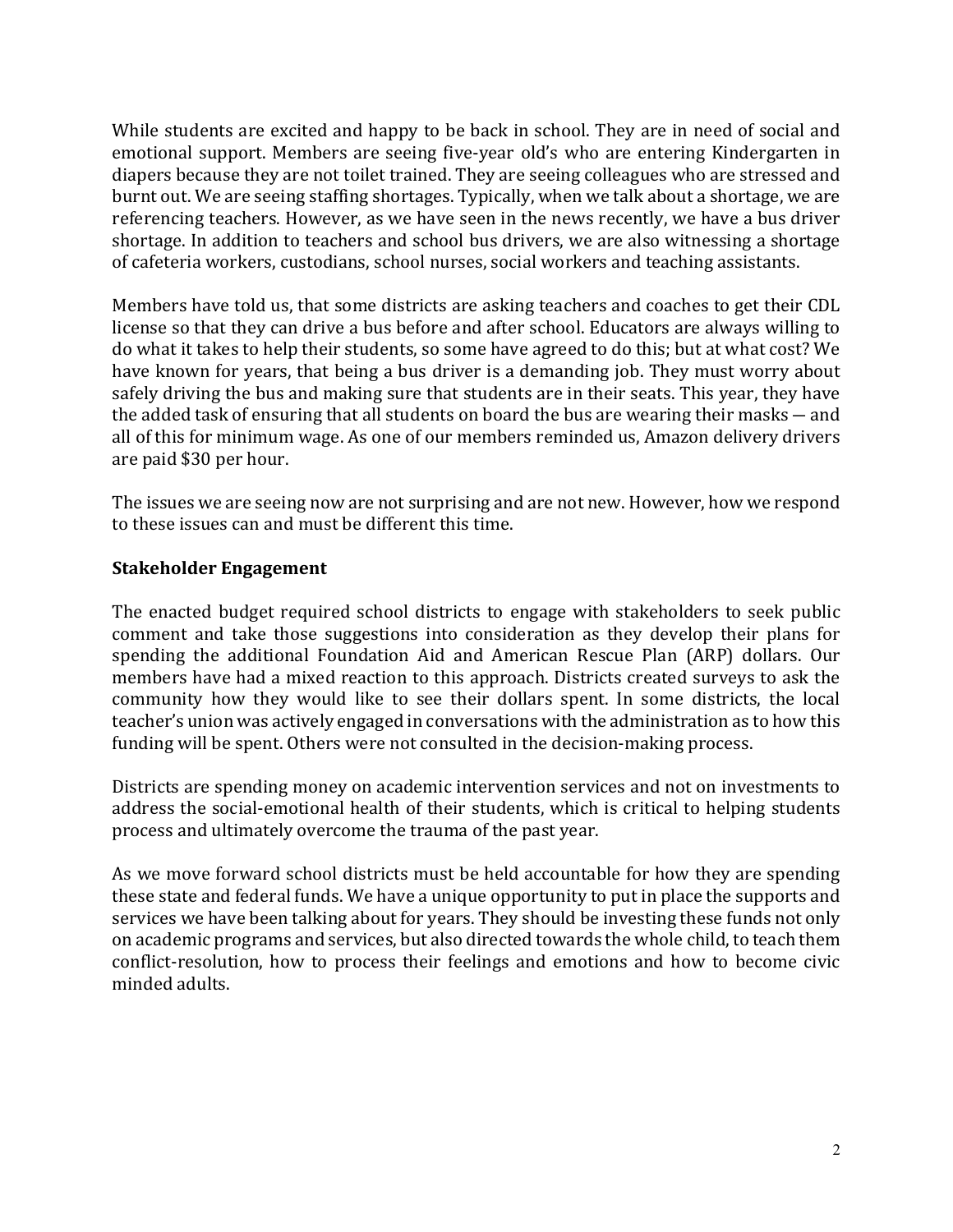While students are excited and happy to be back in school. They are in need of social and emotional support. Members are seeing five-year old's who are entering Kindergarten in diapers because they are not toilet trained. They are seeing colleagues who are stressed and burnt out. We are seeing staffing shortages. Typically, when we talk about a shortage, we are referencing teachers. However, as we have seen in the news recently, we have a bus driver shortage. In addition to teachers and school bus drivers, we are also witnessing a shortage of cafeteria workers, custodians, school nurses, social workers and teaching assistants.

Members have told us, that some districts are asking teachers and coaches to get their CDL license so that they can drive a bus before and after school. Educators are always willing to do what it takes to help their students, so some have agreed to do this; but at what cost? We have known for years, that being a bus driver is a demanding job. They must worry about safely driving the bus and making sure that students are in their seats. This year, they have the added task of ensuring that all students on board the bus are wearing their masks — and all of this for minimum wage. As one of our members reminded us, Amazon delivery drivers are paid $30 per hour.

The issues we are seeing now are not surprising and are not new. However, how we respond to these issues can and must be different this time.

**Stakeholder Engagement**

The enacted budget required school districts to engage with stakeholders to seek public comment and take those suggestions into consideration as they develop their plans for spending the additional Foundation Aid and American Rescue Plan (ARP) dollars. Our members have had a mixed reaction to this approach. Districts created surveys to ask the community how they would like to see their dollars spent. In some districts, the local teacher's union was actively engaged in conversations with the administration as to how this funding will be spent. Others were not consulted in the decision-making process.

Districts are spending money on academic intervention services and not on investments to address the social-emotional health of their students, which is critical to helping students process and ultimately overcome the trauma of the past year.

As we move forward school districts must be held accountable for how they are spending these state and federal funds. We have a unique opportunity to put in place the supports and services we have been talking about for years. They should be investing these funds not only on academic programs and services, but also directed towards the whole child, to teach them conflict-resolution, how to process their feelings and emotions and how to become civic minded adults.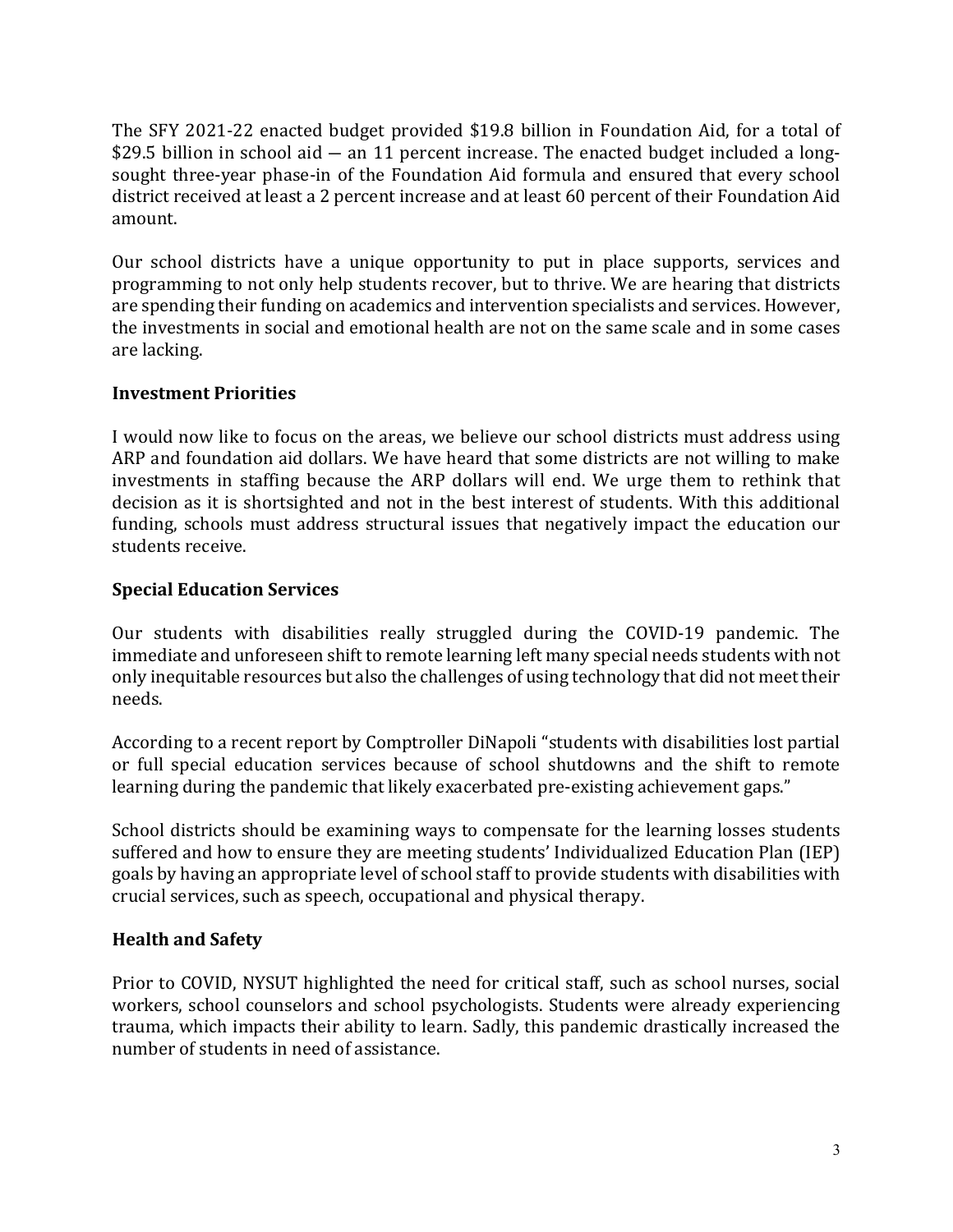The SFY 2021-22 enacted budget provided $19.8 billion in Foundation Aid, for a total of $29.5 billion in school aid — an 11 percent increase. The enacted budget included a long-sought three-year phase-in of the Foundation Aid formula and ensured that every school district received at least a 2 percent increase and at least 60 percent of their Foundation Aid amount.

Our school districts have a unique opportunity to put in place supports, services and programming to not only help students recover, but to thrive. We are hearing that districts are spending their funding on academics and intervention specialists and services. However, the investments in social and emotional health are not on the same scale and in some cases are lacking.

## Investment Priorities

I would now like to focus on the areas, we believe our school districts must address using ARP and foundation aid dollars. We have heard that some districts are not willing to make investments in staffing because the ARP dollars will end. We urge them to rethink that decision as it is shortsighted and not in the best interest of students. With this additional funding, schools must address structural issues that negatively impact the education our students receive.

## Special Education Services

Our students with disabilities really struggled during the COVID-19 pandemic. The immediate and unforeseen shift to remote learning left many special needs students with not only inequitable resources but also the challenges of using technology that did not meet their needs.

According to a recent report by Comptroller DiNapoli "students with disabilities lost partial or full special education services because of school shutdowns and the shift to remote learning during the pandemic that likely exacerbated pre-existing achievement gaps."

School districts should be examining ways to compensate for the learning losses students suffered and how to ensure they are meeting students' Individualized Education Plan (IEP) goals by having an appropriate level of school staff to provide students with disabilities with crucial services, such as speech, occupational and physical therapy.

## Health and Safety

Prior to COVID, NYSUT highlighted the need for critical staff, such as school nurses, social workers, school counselors and school psychologists. Students were already experiencing trauma, which impacts their ability to learn. Sadly, this pandemic drastically increased the number of students in need of assistance.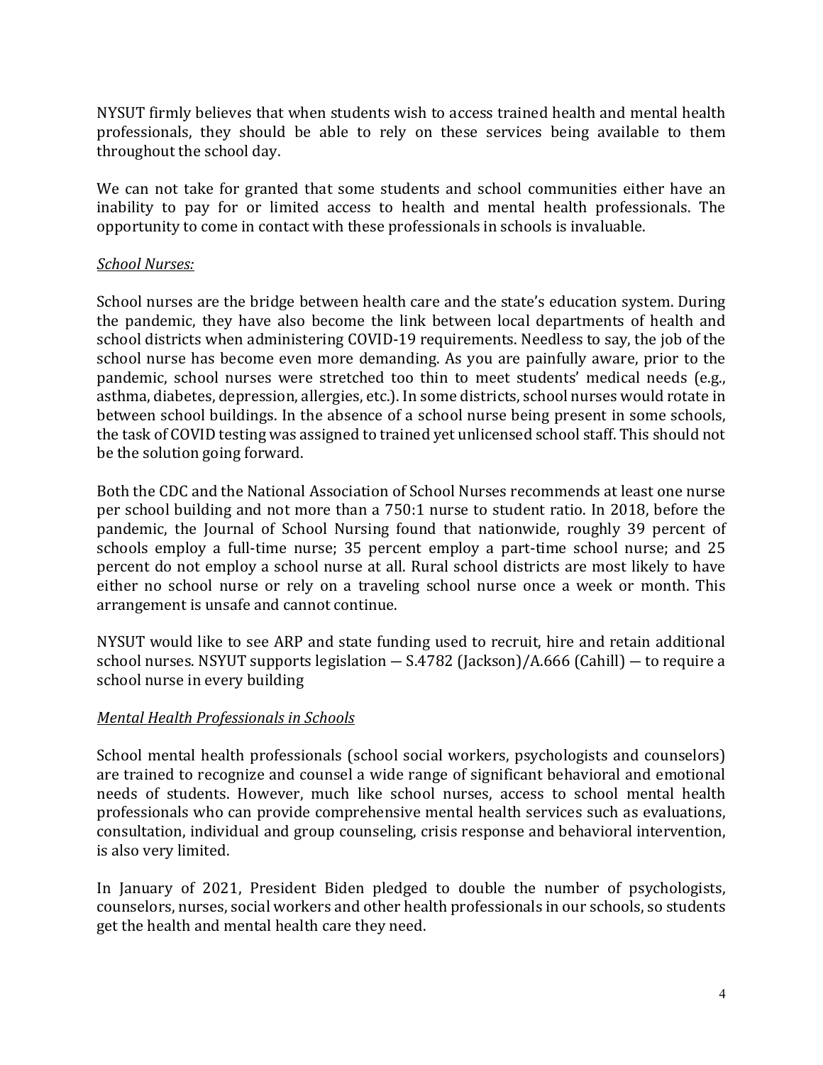NYSUT firmly believes that when students wish to access trained health and mental health professionals, they should be able to rely on these services being available to them throughout the school day.

We can not take for granted that some students and school communities either have an inability to pay for or limited access to health and mental health professionals. The opportunity to come in contact with these professionals in schools is invaluable.

*School Nurses:*

School nurses are the bridge between health care and the state's education system. During the pandemic, they have also become the link between local departments of health and school districts when administering COVID-19 requirements. Needless to say, the job of the school nurse has become even more demanding. As you are painfully aware, prior to the pandemic, school nurses were stretched too thin to meet students' medical needs (e.g., asthma, diabetes, depression, allergies, etc.). In some districts, school nurses would rotate in between school buildings. In the absence of a school nurse being present in some schools, the task of COVID testing was assigned to trained yet unlicensed school staff. This should not be the solution going forward.

Both the CDC and the National Association of School Nurses recommends at least one nurse per school building and not more than a 750:1 nurse to student ratio. In 2018, before the pandemic, the Journal of School Nursing found that nationwide, roughly 39 percent of schools employ a full-time nurse; 35 percent employ a part-time school nurse; and 25 percent do not employ a school nurse at all. Rural school districts are most likely to have either no school nurse or rely on a traveling school nurse once a week or month. This arrangement is unsafe and cannot continue.

NYSUT would like to see ARP and state funding used to recruit, hire and retain additional school nurses. NSYUT supports legislation — S.4782 (Jackson)/A.666 (Cahill) — to require a school nurse in every building

*Mental Health Professionals in Schools*

School mental health professionals (school social workers, psychologists and counselors) are trained to recognize and counsel a wide range of significant behavioral and emotional needs of students. However, much like school nurses, access to school mental health professionals who can provide comprehensive mental health services such as evaluations, consultation, individual and group counseling, crisis response and behavioral intervention, is also very limited.

In January of 2021, President Biden pledged to double the number of psychologists, counselors, nurses, social workers and other health professionals in our schools, so students get the health and mental health care they need.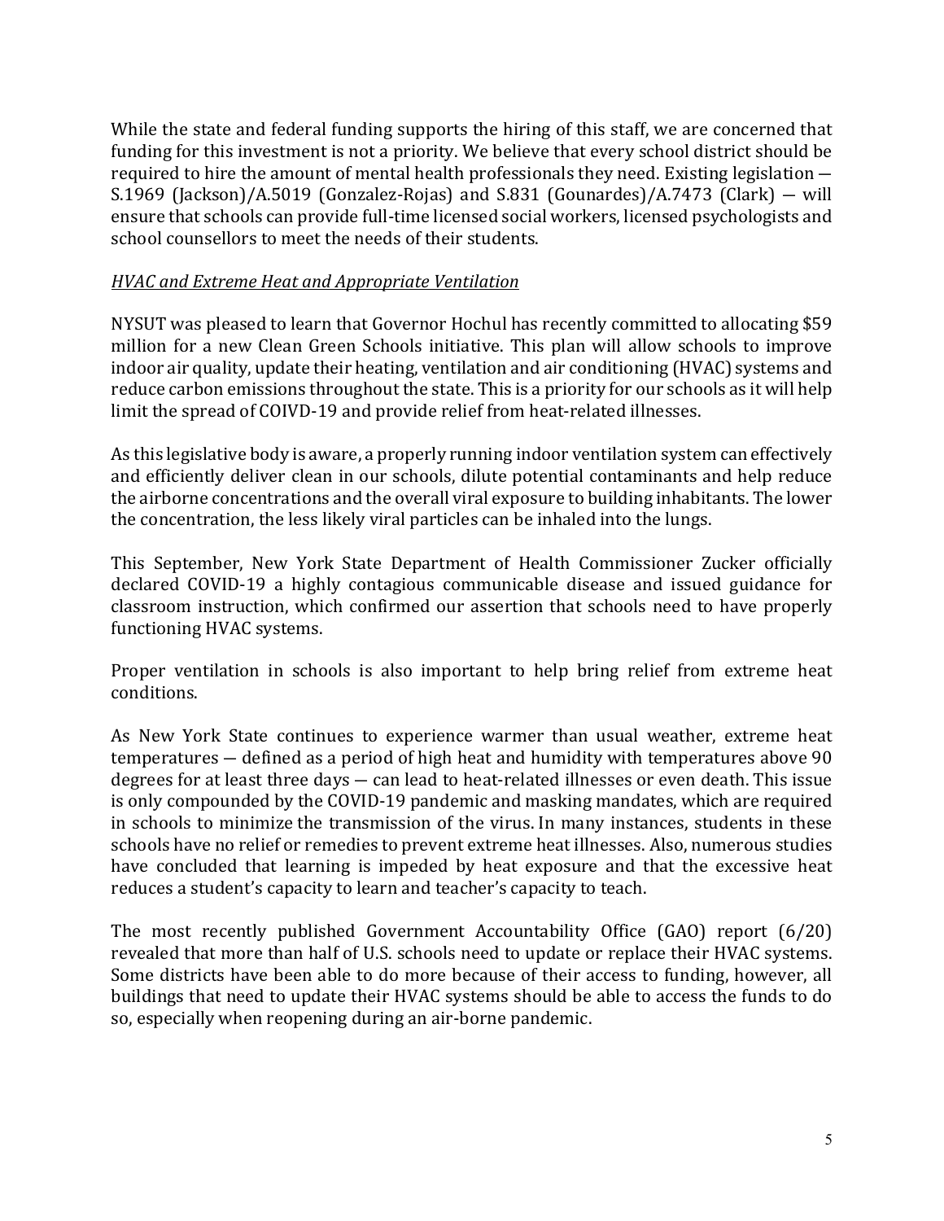While the state and federal funding supports the hiring of this staff, we are concerned that funding for this investment is not a priority. We believe that every school district should be required to hire the amount of mental health professionals they need. Existing legislation — S.1969 (Jackson)/A.5019 (Gonzalez-Rojas) and S.831 (Gounardes)/A.7473 (Clark) — will ensure that schools can provide full-time licensed social workers, licensed psychologists and school counsellors to meet the needs of their students.

*HVAC and Extreme Heat and Appropriate Ventilation*

NYSUT was pleased to learn that Governor Hochul has recently committed to allocating $59 million for a new Clean Green Schools initiative. This plan will allow schools to improve indoor air quality, update their heating, ventilation and air conditioning (HVAC) systems and reduce carbon emissions throughout the state. This is a priority for our schools as it will help limit the spread of COIVD-19 and provide relief from heat-related illnesses.

As this legislative body is aware, a properly running indoor ventilation system can effectively and efficiently deliver clean in our schools, dilute potential contaminants and help reduce the airborne concentrations and the overall viral exposure to building inhabitants. The lower the concentration, the less likely viral particles can be inhaled into the lungs.

This September, New York State Department of Health Commissioner Zucker officially declared COVID-19 a highly contagious communicable disease and issued guidance for classroom instruction, which confirmed our assertion that schools need to have properly functioning HVAC systems.

Proper ventilation in schools is also important to help bring relief from extreme heat conditions.

As New York State continues to experience warmer than usual weather, extreme heat temperatures — defined as a period of high heat and humidity with temperatures above 90 degrees for at least three days — can lead to heat-related illnesses or even death. This issue is only compounded by the COVID-19 pandemic and masking mandates, which are required in schools to minimize the transmission of the virus. In many instances, students in these schools have no relief or remedies to prevent extreme heat illnesses. Also, numerous studies have concluded that learning is impeded by heat exposure and that the excessive heat reduces a student's capacity to learn and teacher's capacity to teach.

The most recently published Government Accountability Office (GAO) report (6/20) revealed that more than half of U.S. schools need to update or replace their HVAC systems. Some districts have been able to do more because of their access to funding, however, all buildings that need to update their HVAC systems should be able to access the funds to do so, especially when reopening during an air-borne pandemic.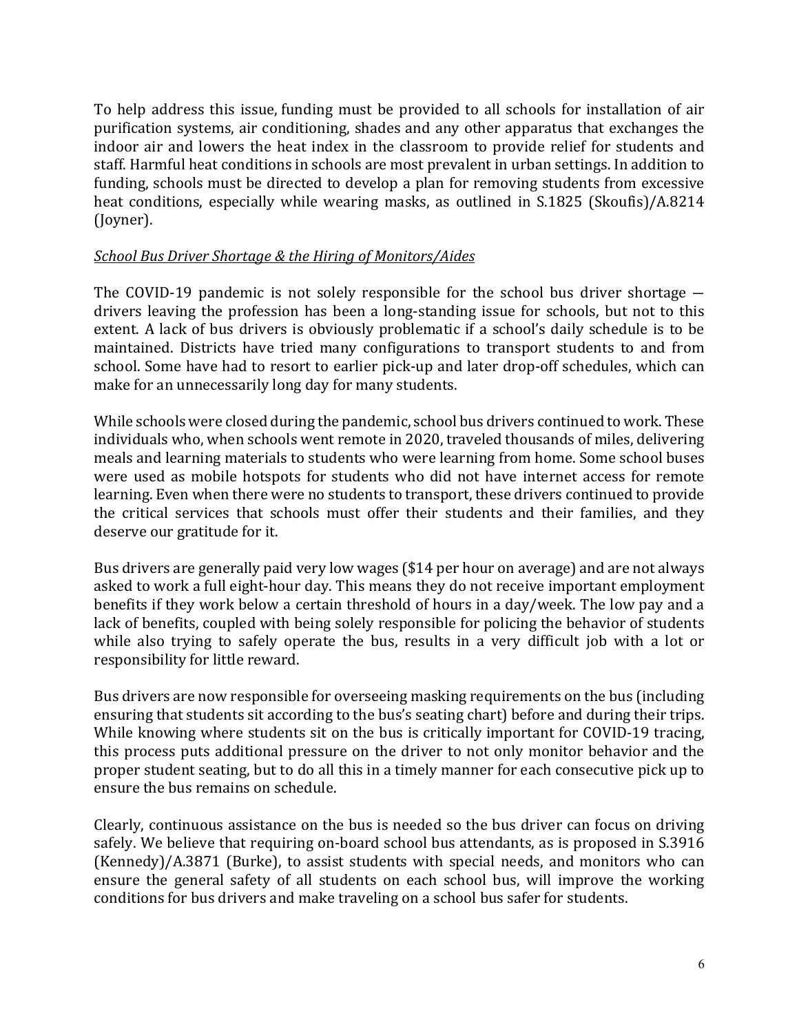To help address this issue, funding must be provided to all schools for installation of air purification systems, air conditioning, shades and any other apparatus that exchanges the indoor air and lowers the heat index in the classroom to provide relief for students and staff. Harmful heat conditions in schools are most prevalent in urban settings. In addition to funding, schools must be directed to develop a plan for removing students from excessive heat conditions, especially while wearing masks, as outlined in S.1825 (Skoufis)/A.8214 (Joyner).

*School Bus Driver Shortage & the Hiring of Monitors/Aides*

The COVID-19 pandemic is not solely responsible for the school bus driver shortage — drivers leaving the profession has been a long-standing issue for schools, but not to this extent. A lack of bus drivers is obviously problematic if a school's daily schedule is to be maintained. Districts have tried many configurations to transport students to and from school. Some have had to resort to earlier pick-up and later drop-off schedules, which can make for an unnecessarily long day for many students.

While schools were closed during the pandemic, school bus drivers continued to work. These individuals who, when schools went remote in 2020, traveled thousands of miles, delivering meals and learning materials to students who were learning from home. Some school buses were used as mobile hotspots for students who did not have internet access for remote learning. Even when there were no students to transport, these drivers continued to provide the critical services that schools must offer their students and their families, and they deserve our gratitude for it.

Bus drivers are generally paid very low wages ($14 per hour on average) and are not always asked to work a full eight-hour day. This means they do not receive important employment benefits if they work below a certain threshold of hours in a day/week. The low pay and a lack of benefits, coupled with being solely responsible for policing the behavior of students while also trying to safely operate the bus, results in a very difficult job with a lot or responsibility for little reward.

Bus drivers are now responsible for overseeing masking requirements on the bus (including ensuring that students sit according to the bus's seating chart) before and during their trips. While knowing where students sit on the bus is critically important for COVID-19 tracing, this process puts additional pressure on the driver to not only monitor behavior and the proper student seating, but to do all this in a timely manner for each consecutive pick up to ensure the bus remains on schedule.

Clearly, continuous assistance on the bus is needed so the bus driver can focus on driving safely. We believe that requiring on-board school bus attendants, as is proposed in S.3916 (Kennedy)/A.3871 (Burke), to assist students with special needs, and monitors who can ensure the general safety of all students on each school bus, will improve the working conditions for bus drivers and make traveling on a school bus safer for students.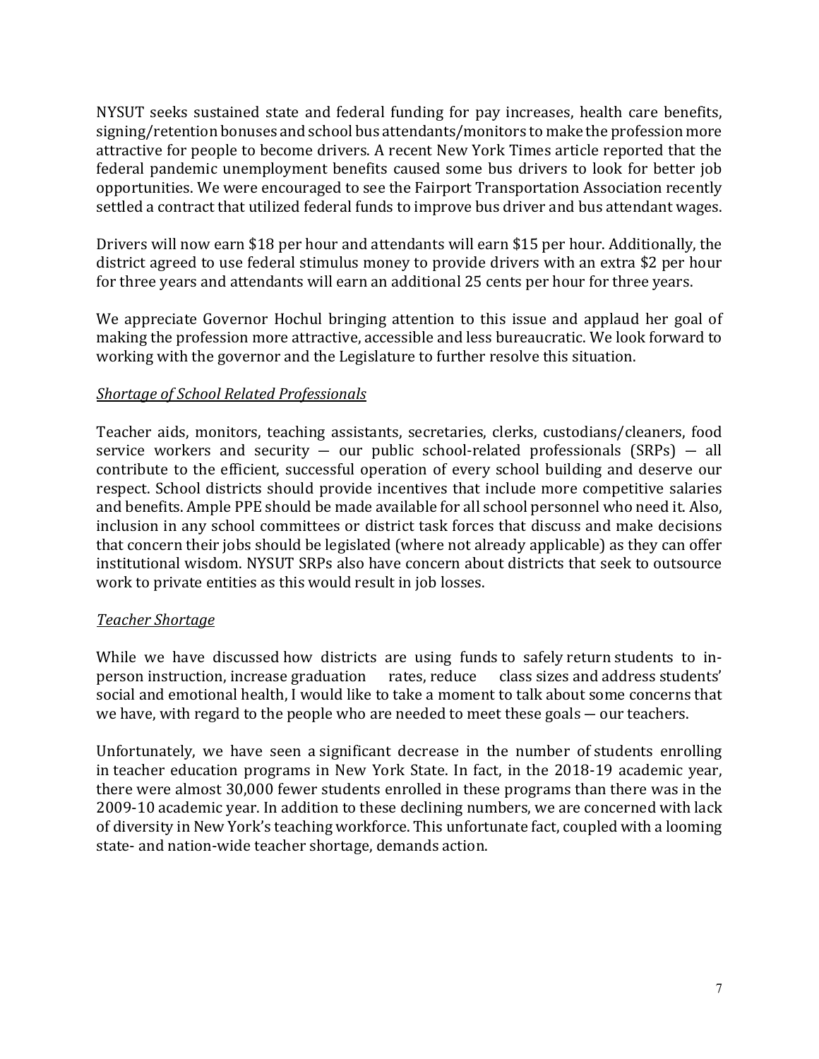NYSUT seeks sustained state and federal funding for pay increases, health care benefits, signing/retention bonuses and school bus attendants/monitors to make the profession more attractive for people to become drivers. A recent New York Times article reported that the federal pandemic unemployment benefits caused some bus drivers to look for better job opportunities. We were encouraged to see the Fairport Transportation Association recently settled a contract that utilized federal funds to improve bus driver and bus attendant wages.

Drivers will now earn $18 per hour and attendants will earn $15 per hour. Additionally, the district agreed to use federal stimulus money to provide drivers with an extra $2 per hour for three years and attendants will earn an additional 25 cents per hour for three years.

We appreciate Governor Hochul bringing attention to this issue and applaud her goal of making the profession more attractive, accessible and less bureaucratic. We look forward to working with the governor and the Legislature to further resolve this situation.

*Shortage of School Related Professionals*

Teacher aids, monitors, teaching assistants, secretaries, clerks, custodians/cleaners, food service workers and security — our public school-related professionals (SRPs) — all contribute to the efficient, successful operation of every school building and deserve our respect. School districts should provide incentives that include more competitive salaries and benefits. Ample PPE should be made available for all school personnel who need it. Also, inclusion in any school committees or district task forces that discuss and make decisions that concern their jobs should be legislated (where not already applicable) as they can offer institutional wisdom. NYSUT SRPs also have concern about districts that seek to outsource work to private entities as this would result in job losses.

*Teacher Shortage*

While we have discussed how districts are using funds to safely return students to in-person instruction, increase graduation rates, reduce class sizes and address students' social and emotional health, I would like to take a moment to talk about some concerns that we have, with regard to the people who are needed to meet these goals — our teachers.

Unfortunately, we have seen a significant decrease in the number of students enrolling in teacher education programs in New York State. In fact, in the 2018-19 academic year, there were almost 30,000 fewer students enrolled in these programs than there was in the 2009-10 academic year. In addition to these declining numbers, we are concerned with lack of diversity in New York's teaching workforce. This unfortunate fact, coupled with a looming state- and nation-wide teacher shortage, demands action.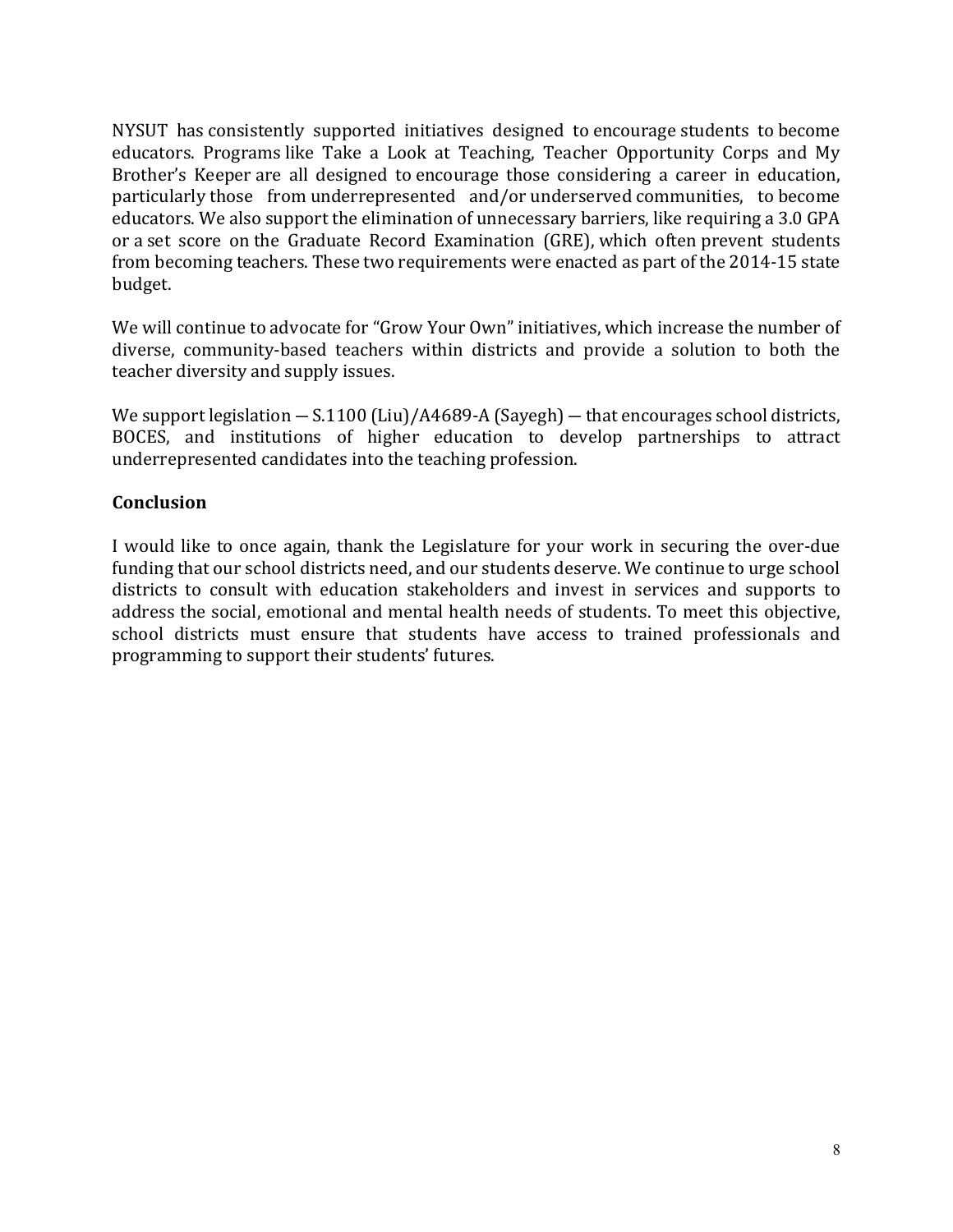NYSUT has consistently supported initiatives designed to encourage students to become educators. Programs like Take a Look at Teaching, Teacher Opportunity Corps and My Brother's Keeper are all designed to encourage those considering a career in education, particularly those from underrepresented and/or underserved communities, to become educators. We also support the elimination of unnecessary barriers, like requiring a 3.0 GPA or a set score on the Graduate Record Examination (GRE), which often prevent students from becoming teachers. These two requirements were enacted as part of the 2014-15 state budget.

We will continue to advocate for "Grow Your Own" initiatives, which increase the number of diverse, community-based teachers within districts and provide a solution to both the teacher diversity and supply issues.

We support legislation — S.1100 (Liu)/A4689-A (Sayegh) — that encourages school districts, BOCES, and institutions of higher education to develop partnerships to attract underrepresented candidates into the teaching profession.

**Conclusion**

I would like to once again, thank the Legislature for your work in securing the over-due funding that our school districts need, and our students deserve. We continue to urge school districts to consult with education stakeholders and invest in services and supports to address the social, emotional and mental health needs of students. To meet this objective, school districts must ensure that students have access to trained professionals and programming to support their students' futures.